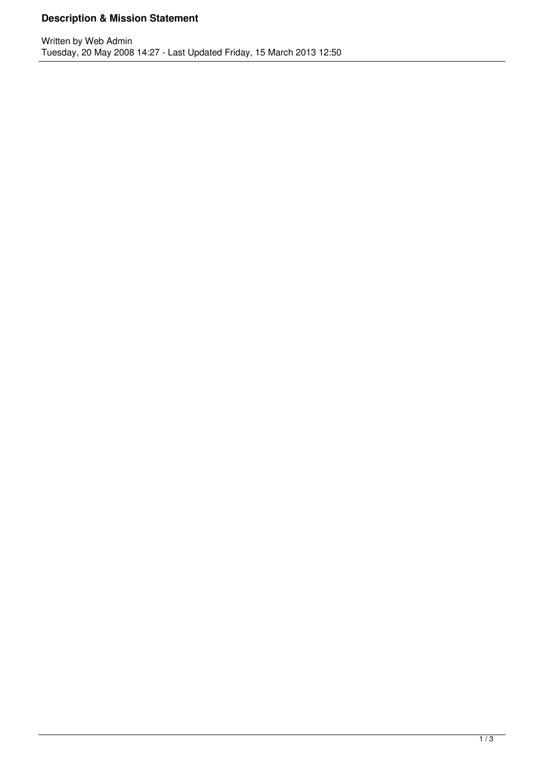# Description & Mission Statement

Written by Web Admin
Tuesday, 20 May 2008 14:27 - Last Updated Friday, 15 March 2013 12:50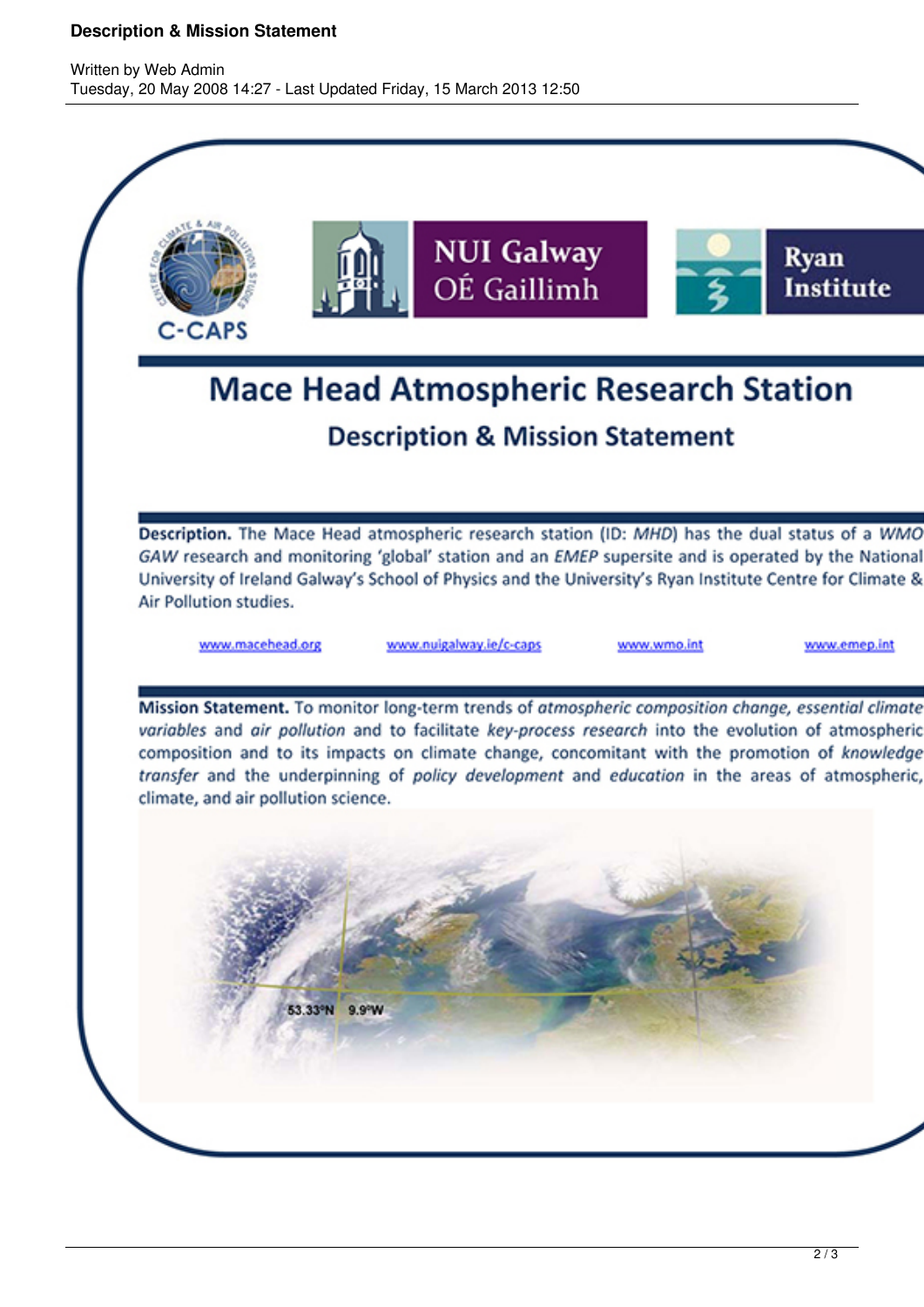# Description & Mission Statement

Written by Web Admin
Tuesday, 20 May 2008 14:27 - Last Updated Friday, 15 March 2013 12:50

C-CAPS

NUI Galway
OÉ Gaillimh

Ryan Institute

## Mace Head Atmospheric Research Station

### Description & Mission Statement

**Description.** The Mace Head atmospheric research station (ID: *MHD*) has the dual status of a *WMO GAW* research and monitoring 'global' station and an *EMEP* supersite and is operated by the National University of Ireland Galway's School of Physics and the University's Ryan Institute Centre for Climate & Air Pollution studies.

www.macehead.org www.nuigalway.ie/c-caps www.wmo.int www.emep.int

**Mission Statement.** To monitor long-term trends of *atmospheric composition change, essential climate variables* and *air pollution* and to facilitate *key-process research* into the evolution of atmospheric composition and to its impacts on climate change, concomitant with the promotion of *knowledge transfer* and the underpinning of *policy development* and *education* in the areas of atmospheric, climate, and air pollution science.

53.33°N 9.9°W